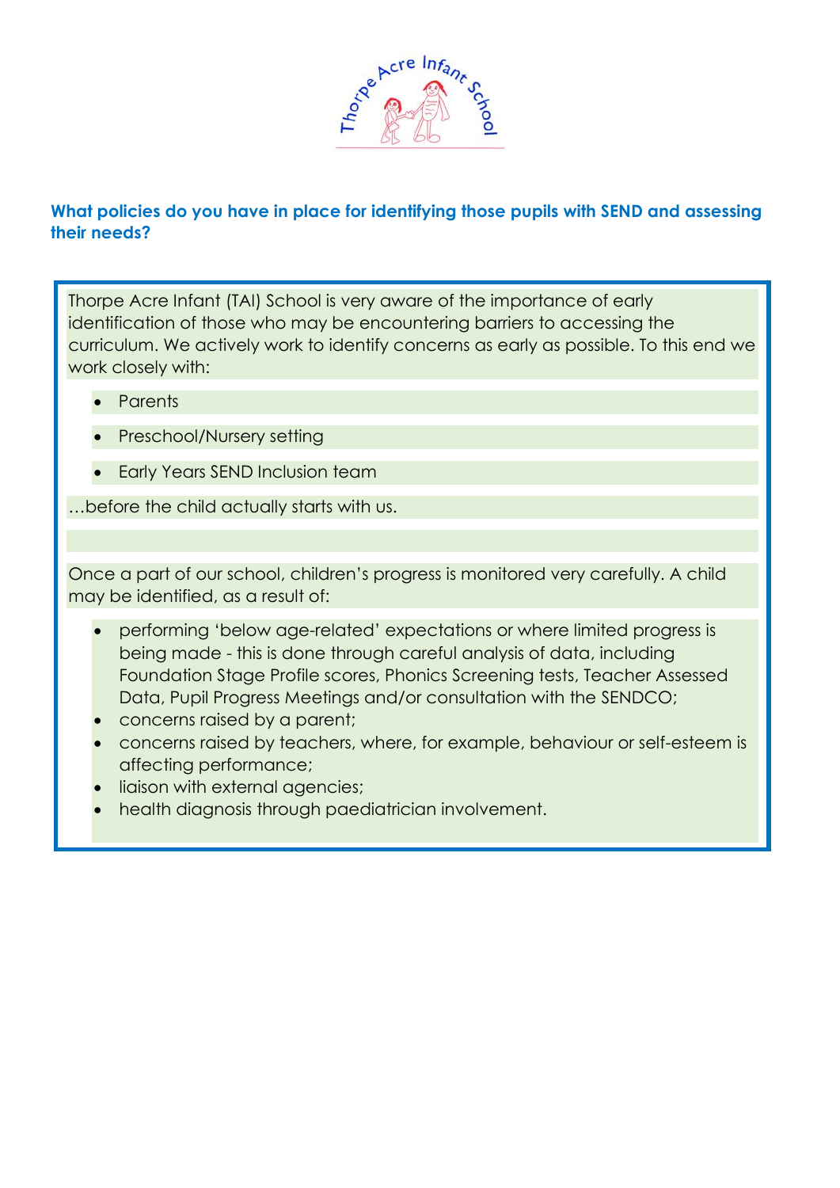## What policies do you have in place for identifying those pupils with SEND and assessing their needs?

Thorpe Acre Infant (TAI) School is very aware of the importance of early identification of those who may be encountering barriers to accessing the curriculum. We actively work to identify concerns as early as possible. To this end we work closely with:

- Parents
- Preschool/Nursery setting
- Early Years SEND Inclusion team

…before the child actually starts with us.

Once a part of our school, children's progress is monitored very carefully. A child may be identified, as a result of:

- performing 'below age-related' expectations or where limited progress is being made - this is done through careful analysis of data, including Foundation Stage Profile scores, Phonics Screening tests, Teacher Assessed Data, Pupil Progress Meetings and/or consultation with the SENDCO;
- concerns raised by a parent;
- concerns raised by teachers, where, for example, behaviour or self-esteem is affecting performance;
- liaison with external agencies;
- health diagnosis through paediatrician involvement.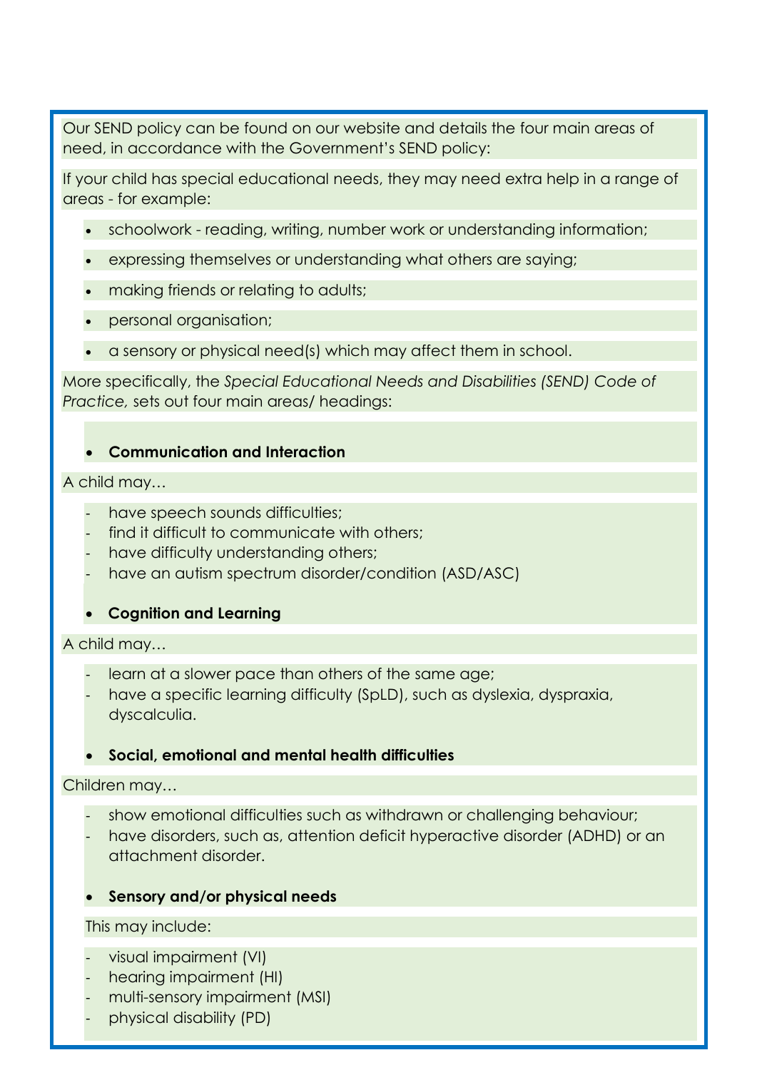Our SEND policy can be found on our website and details the four main areas of need, in accordance with the Government's SEND policy:

If your child has special educational needs, they may need extra help in a range of areas - for example:

- schoolwork - reading, writing, number work or understanding information;
- expressing themselves or understanding what others are saying;
- making friends or relating to adults;
- personal organisation;
- a sensory or physical need(s) which may affect them in school.

More specifically, the *Special Educational Needs and Disabilities (SEND) Code of Practice,* sets out four main areas/ headings:

- **Communication and Interaction**

A child may…

- have speech sounds difficulties;
- find it difficult to communicate with others;
- have difficulty understanding others;
- have an autism spectrum disorder/condition (ASD/ASC)

- **Cognition and Learning**

A child may…

- learn at a slower pace than others of the same age;
- have a specific learning difficulty (SpLD), such as dyslexia, dyspraxia, dyscalculia.

- **Social, emotional and mental health difficulties**

Children may…

- show emotional difficulties such as withdrawn or challenging behaviour;
- have disorders, such as, attention deficit hyperactive disorder (ADHD) or an attachment disorder.

- **Sensory and/or physical needs**

This may include:

- visual impairment (VI)
- hearing impairment (HI)
- multi-sensory impairment (MSI)
- physical disability (PD)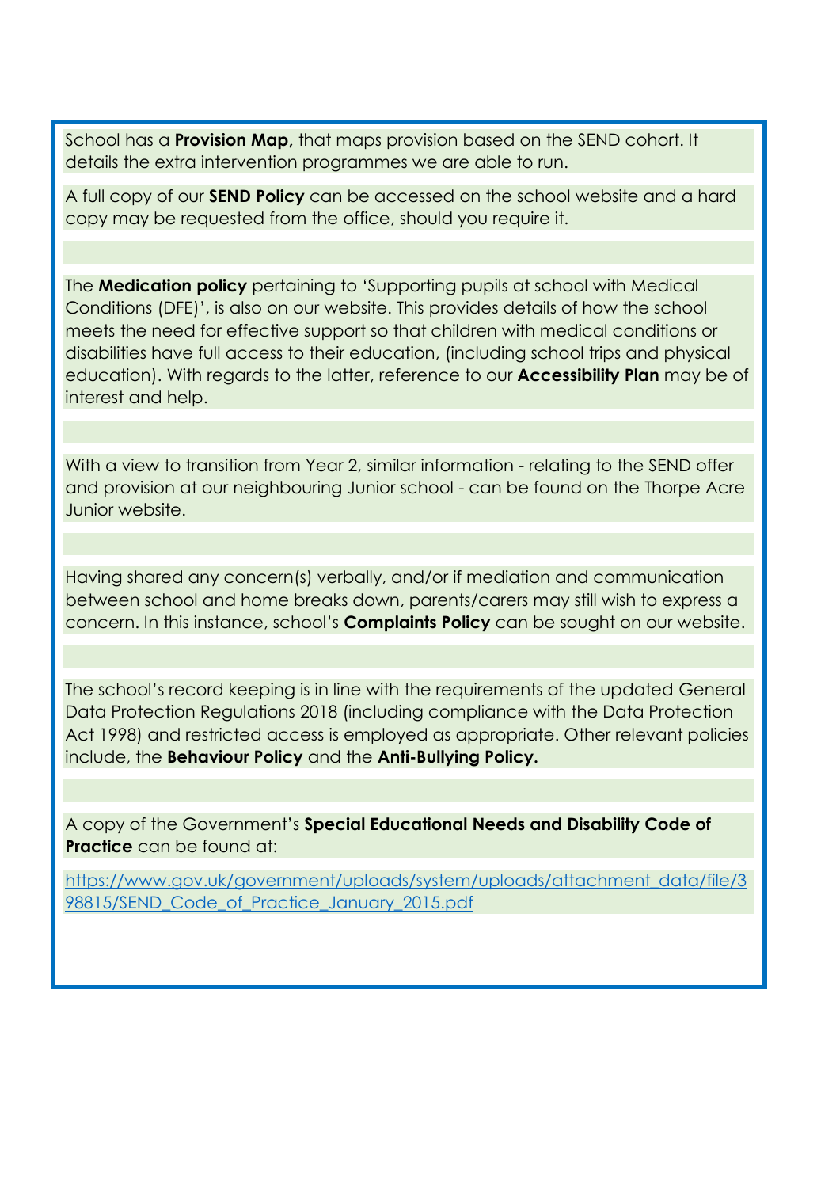School has a **Provision Map,** that maps provision based on the SEND cohort. It details the extra intervention programmes we are able to run.

A full copy of our **SEND Policy** can be accessed on the school website and a hard copy may be requested from the office, should you require it.

The **Medication policy** pertaining to 'Supporting pupils at school with Medical Conditions (DFE)', is also on our website. This provides details of how the school meets the need for effective support so that children with medical conditions or disabilities have full access to their education, (including school trips and physical education). With regards to the latter, reference to our **Accessibility Plan** may be of interest and help.

With a view to transition from Year 2, similar information - relating to the SEND offer and provision at our neighbouring Junior school - can be found on the Thorpe Acre Junior website.

Having shared any concern(s) verbally, and/or if mediation and communication between school and home breaks down, parents/carers may still wish to express a concern. In this instance, school's **Complaints Policy** can be sought on our website.

The school's record keeping is in line with the requirements of the updated General Data Protection Regulations 2018 (including compliance with the Data Protection Act 1998) and restricted access is employed as appropriate. Other relevant policies include, the **Behaviour Policy** and the **Anti-Bullying Policy.**

A copy of the Government's **Special Educational Needs and Disability Code of Practice** can be found at:

https://www.gov.uk/government/uploads/system/uploads/attachment_data/file/398815/SEND_Code_of_Practice_January_2015.pdf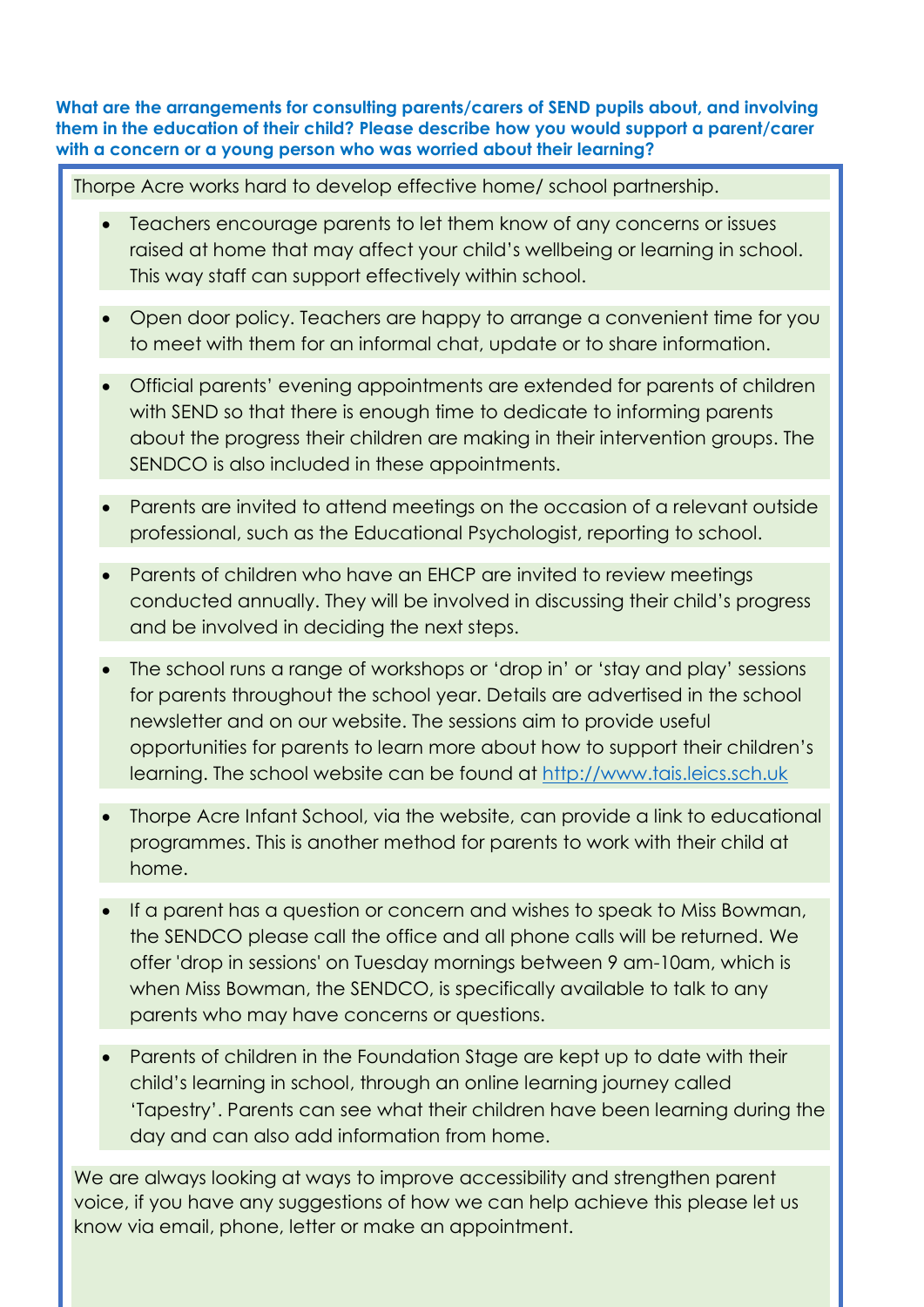**What are the arrangements for consulting parents/carers of SEND pupils about, and involving them in the education of their child? Please describe how you would support a parent/carer with a concern or a young person who was worried about their learning?**

Thorpe Acre works hard to develop effective home/ school partnership.

- Teachers encourage parents to let them know of any concerns or issues raised at home that may affect your child's wellbeing or learning in school. This way staff can support effectively within school.
- Open door policy. Teachers are happy to arrange a convenient time for you to meet with them for an informal chat, update or to share information.
- Official parents' evening appointments are extended for parents of children with SEND so that there is enough time to dedicate to informing parents about the progress their children are making in their intervention groups. The SENDCO is also included in these appointments.
- Parents are invited to attend meetings on the occasion of a relevant outside professional, such as the Educational Psychologist, reporting to school.
- Parents of children who have an EHCP are invited to review meetings conducted annually. They will be involved in discussing their child's progress and be involved in deciding the next steps.
- The school runs a range of workshops or 'drop in' or 'stay and play' sessions for parents throughout the school year. Details are advertised in the school newsletter and on our website. The sessions aim to provide useful opportunities for parents to learn more about how to support their children's learning. The school website can be found at http://www.tais.leics.sch.uk
- Thorpe Acre Infant School, via the website, can provide a link to educational programmes. This is another method for parents to work with their child at home.
- If a parent has a question or concern and wishes to speak to Miss Bowman, the SENDCO please call the office and all phone calls will be returned. We offer 'drop in sessions' on Tuesday mornings between 9 am-10am, which is when Miss Bowman, the SENDCO, is specifically available to talk to any parents who may have concerns or questions.
- Parents of children in the Foundation Stage are kept up to date with their child's learning in school, through an online learning journey called 'Tapestry'. Parents can see what their children have been learning during the day and can also add information from home.

We are always looking at ways to improve accessibility and strengthen parent voice, if you have any suggestions of how we can help achieve this please let us know via email, phone, letter or make an appointment.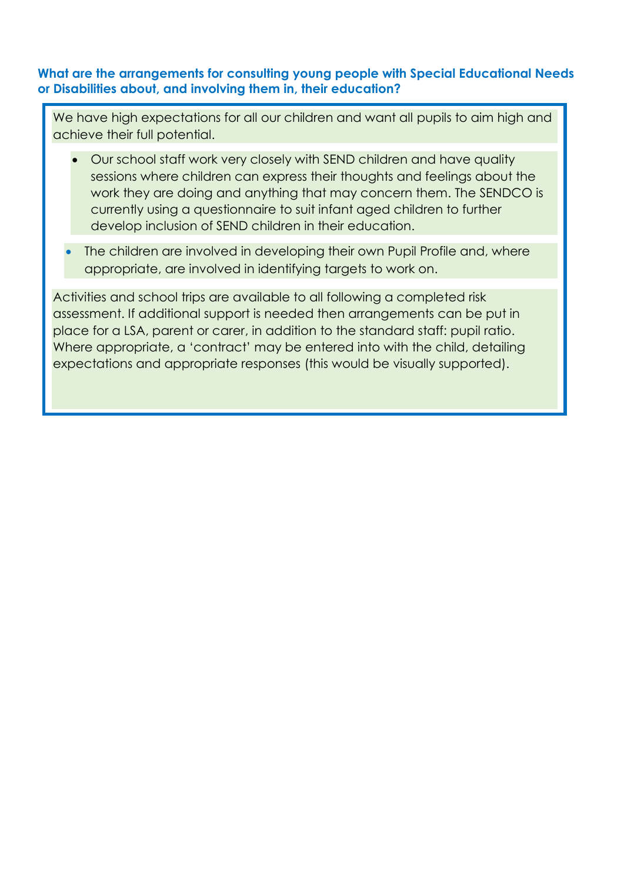**What are the arrangements for consulting young people with Special Educational Needs or Disabilities about, and involving them in, their education?**

We have high expectations for all our children and want all pupils to aim high and achieve their full potential.

- Our school staff work very closely with SEND children and have quality sessions where children can express their thoughts and feelings about the work they are doing and anything that may concern them. The SENDCO is currently using a questionnaire to suit infant aged children to further develop inclusion of SEND children in their education.
- The children are involved in developing their own Pupil Profile and, where appropriate, are involved in identifying targets to work on.

Activities and school trips are available to all following a completed risk assessment. If additional support is needed then arrangements can be put in place for a LSA, parent or carer, in addition to the standard staff: pupil ratio. Where appropriate, a 'contract' may be entered into with the child, detailing expectations and appropriate responses (this would be visually supported).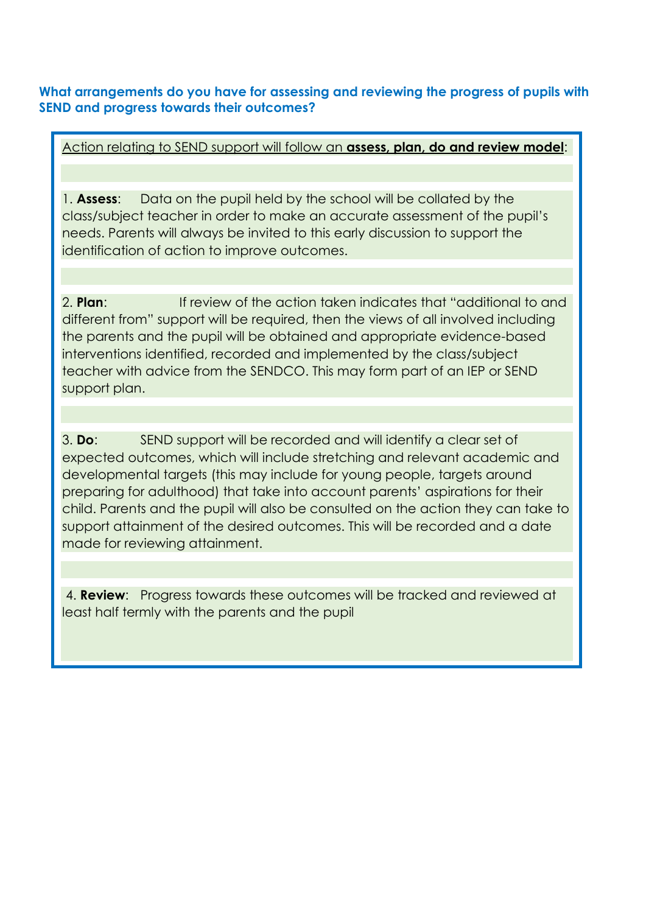### What arrangements do you have for assessing and reviewing the progress of pupils with SEND and progress towards their outcomes?

Action relating to SEND support will follow an **assess, plan, do and review model**:

1. **Assess**: Data on the pupil held by the school will be collated by the class/subject teacher in order to make an accurate assessment of the pupil's needs. Parents will always be invited to this early discussion to support the identification of action to improve outcomes.

2. **Plan**: If review of the action taken indicates that "additional to and different from" support will be required, then the views of all involved including the parents and the pupil will be obtained and appropriate evidence-based interventions identified, recorded and implemented by the class/subject teacher with advice from the SENDCO. This may form part of an IEP or SEND support plan.

3. **Do**: SEND support will be recorded and will identify a clear set of expected outcomes, which will include stretching and relevant academic and developmental targets (this may include for young people, targets around preparing for adulthood) that take into account parents' aspirations for their child. Parents and the pupil will also be consulted on the action they can take to support attainment of the desired outcomes. This will be recorded and a date made for reviewing attainment.

4. **Review**: Progress towards these outcomes will be tracked and reviewed at least half termly with the parents and the pupil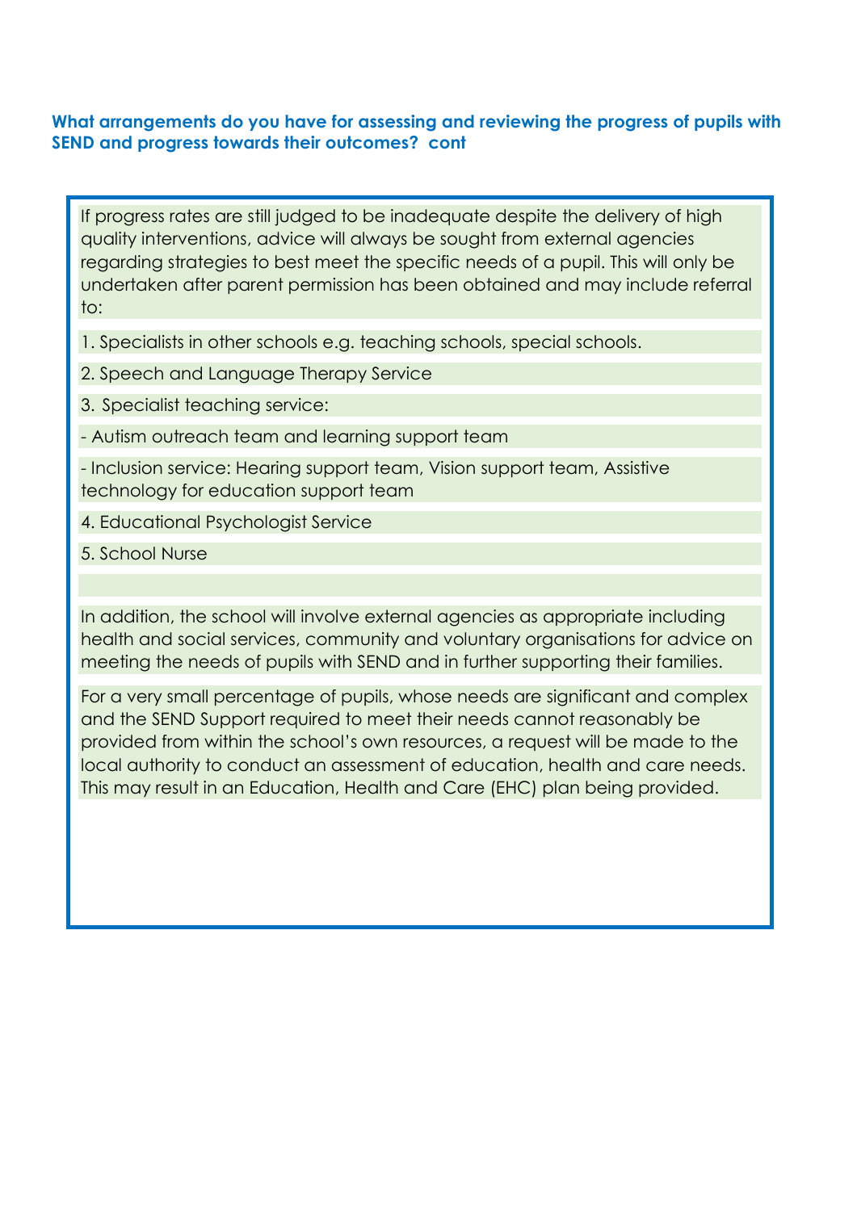### What arrangements do you have for assessing and reviewing the progress of pupils with SEND and progress towards their outcomes? cont

If progress rates are still judged to be inadequate despite the delivery of high quality interventions, advice will always be sought from external agencies regarding strategies to best meet the specific needs of a pupil. This will only be undertaken after parent permission has been obtained and may include referral to:

1. Specialists in other schools e.g. teaching schools, special schools.
2. Speech and Language Therapy Service
3. Specialist teaching service:
   - Autism outreach team and learning support team
   - Inclusion service: Hearing support team, Vision support team, Assistive technology for education support team
4. Educational Psychologist Service
5. School Nurse

In addition, the school will involve external agencies as appropriate including health and social services, community and voluntary organisations for advice on meeting the needs of pupils with SEND and in further supporting their families.

For a very small percentage of pupils, whose needs are significant and complex and the SEND Support required to meet their needs cannot reasonably be provided from within the school's own resources, a request will be made to the local authority to conduct an assessment of education, health and care needs. This may result in an Education, Health and Care (EHC) plan being provided.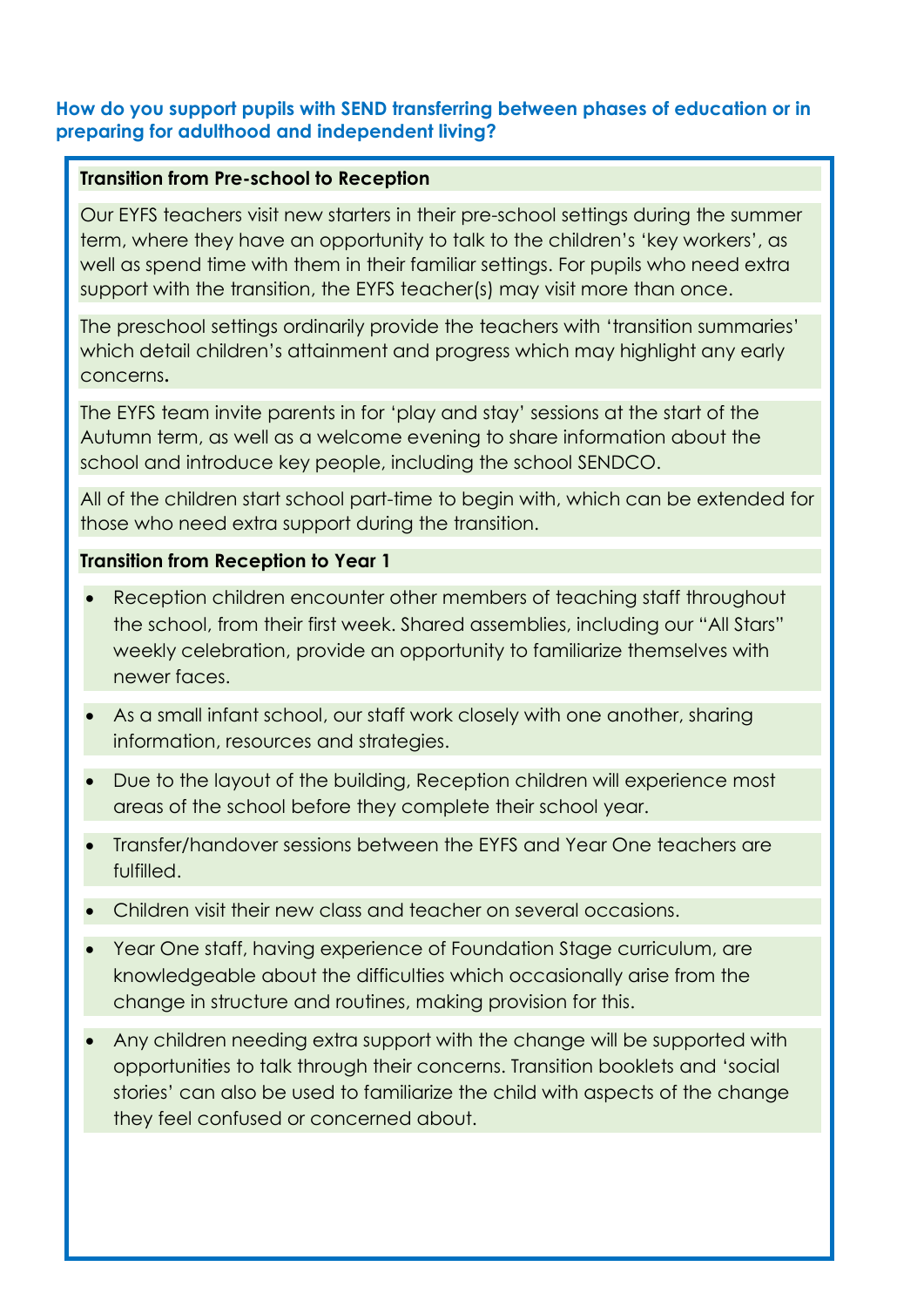**How do you support pupils with SEND transferring between phases of education or in preparing for adulthood and independent living?**

**Transition from Pre-school to Reception**

Our EYFS teachers visit new starters in their pre-school settings during the summer term, where they have an opportunity to talk to the children's 'key workers', as well as spend time with them in their familiar settings. For pupils who need extra support with the transition, the EYFS teacher(s) may visit more than once.

The preschool settings ordinarily provide the teachers with 'transition summaries' which detail children's attainment and progress which may highlight any early concerns.

The EYFS team invite parents in for 'play and stay' sessions at the start of the Autumn term, as well as a welcome evening to share information about the school and introduce key people, including the school SENDCO.

All of the children start school part-time to begin with, which can be extended for those who need extra support during the transition.

**Transition from Reception to Year 1**

- Reception children encounter other members of teaching staff throughout the school, from their first week. Shared assemblies, including our "All Stars" weekly celebration, provide an opportunity to familiarize themselves with newer faces.
- As a small infant school, our staff work closely with one another, sharing information, resources and strategies.
- Due to the layout of the building, Reception children will experience most areas of the school before they complete their school year.
- Transfer/handover sessions between the EYFS and Year One teachers are fulfilled.
- Children visit their new class and teacher on several occasions.
- Year One staff, having experience of Foundation Stage curriculum, are knowledgeable about the difficulties which occasionally arise from the change in structure and routines, making provision for this.
- Any children needing extra support with the change will be supported with opportunities to talk through their concerns. Transition booklets and 'social stories' can also be used to familiarize the child with aspects of the change they feel confused or concerned about.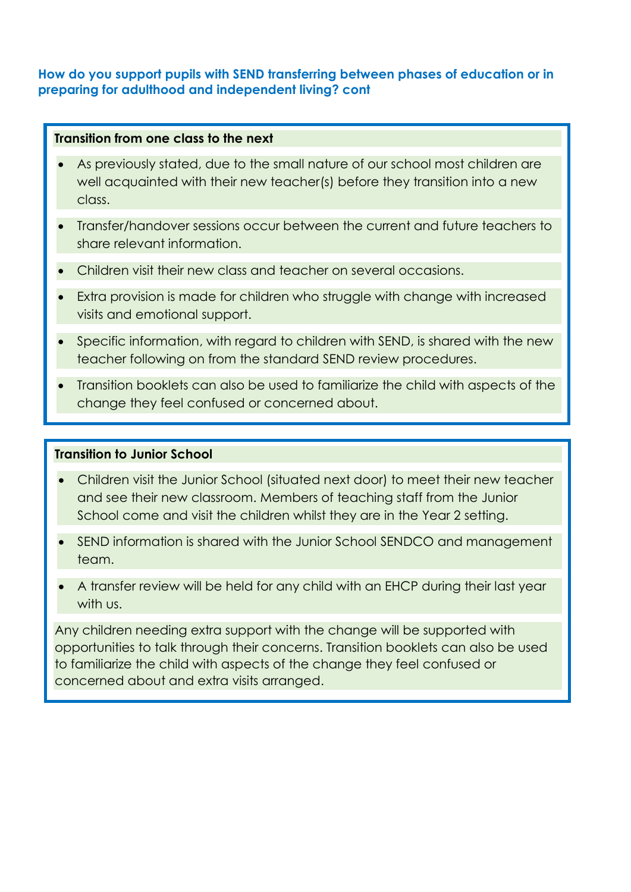## How do you support pupils with SEND transferring between phases of education or in preparing for adulthood and independent living? cont

**Transition from one class to the next**

- As previously stated, due to the small nature of our school most children are well acquainted with their new teacher(s) before they transition into a new class.
- Transfer/handover sessions occur between the current and future teachers to share relevant information.
- Children visit their new class and teacher on several occasions.
- Extra provision is made for children who struggle with change with increased visits and emotional support.
- Specific information, with regard to children with SEND, is shared with the new teacher following on from the standard SEND review procedures.
- Transition booklets can also be used to familiarize the child with aspects of the change they feel confused or concerned about.

**Transition to Junior School**

- Children visit the Junior School (situated next door) to meet their new teacher and see their new classroom. Members of teaching staff from the Junior School come and visit the children whilst they are in the Year 2 setting.
- SEND information is shared with the Junior School SENDCO and management team.
- A transfer review will be held for any child with an EHCP during their last year with us.

Any children needing extra support with the change will be supported with opportunities to talk through their concerns. Transition booklets can also be used to familiarize the child with aspects of the change they feel confused or concerned about and extra visits arranged.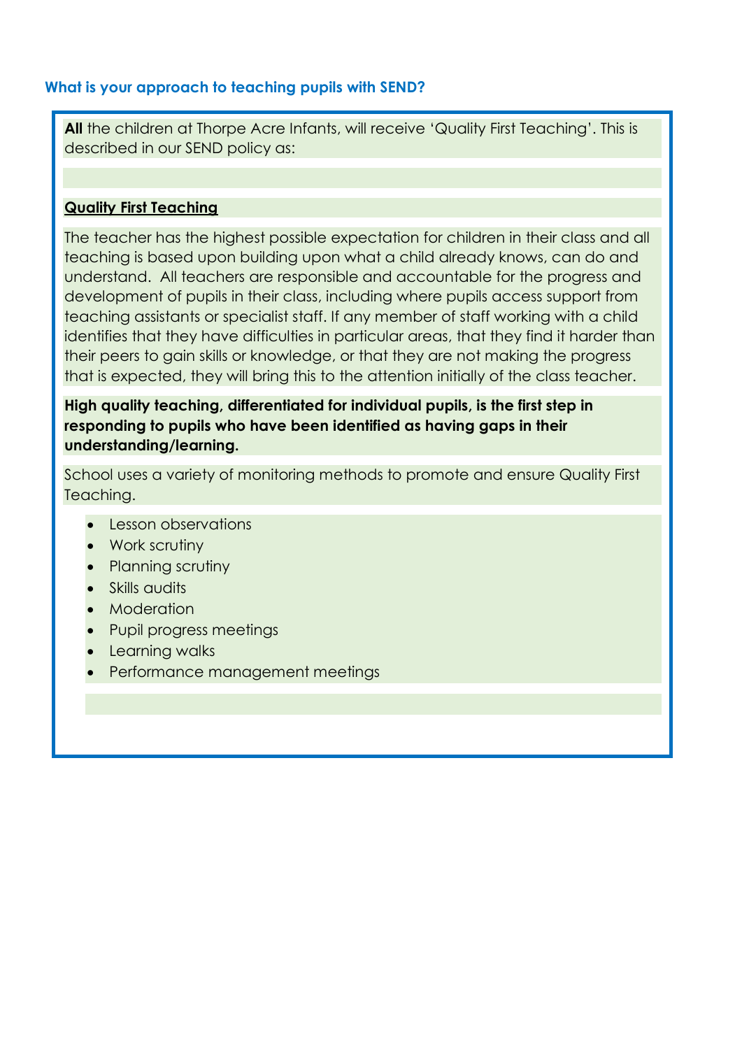### What is your approach to teaching pupils with SEND?

**All** the children at Thorpe Acre Infants, will receive 'Quality First Teaching'. This is described in our SEND policy as:

**Quality First Teaching**

The teacher has the highest possible expectation for children in their class and all teaching is based upon building upon what a child already knows, can do and understand. All teachers are responsible and accountable for the progress and development of pupils in their class, including where pupils access support from teaching assistants or specialist staff. If any member of staff working with a child identifies that they have difficulties in particular areas, that they find it harder than their peers to gain skills or knowledge, or that they are not making the progress that is expected, they will bring this to the attention initially of the class teacher.

**High quality teaching, differentiated for individual pupils, is the first step in responding to pupils who have been identified as having gaps in their understanding/learning.**

School uses a variety of monitoring methods to promote and ensure Quality First Teaching.

- Lesson observations
- Work scrutiny
- Planning scrutiny
- Skills audits
- Moderation
- Pupil progress meetings
- Learning walks
- Performance management meetings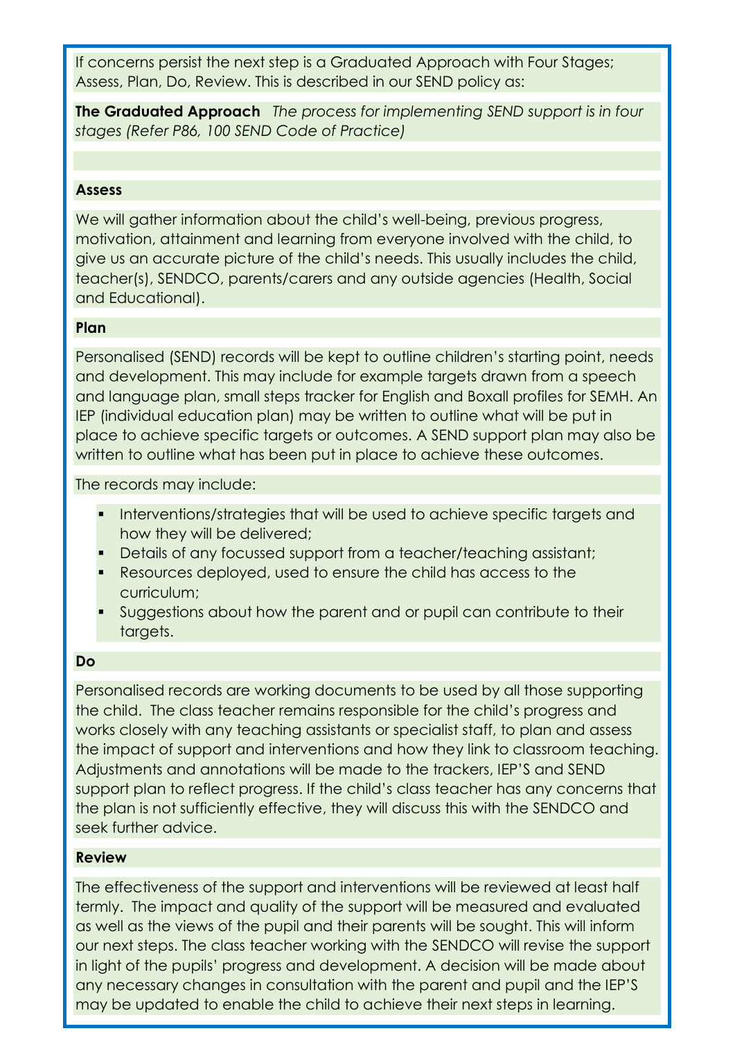If concerns persist the next step is a Graduated Approach with Four Stages; Assess, Plan, Do, Review. This is described in our SEND policy as:

**The Graduated Approach** *The process for implementing SEND support is in four stages (Refer P86, 100 SEND Code of Practice)*

**Assess**

We will gather information about the child's well-being, previous progress, motivation, attainment and learning from everyone involved with the child, to give us an accurate picture of the child's needs. This usually includes the child, teacher(s), SENDCO, parents/carers and any outside agencies (Health, Social and Educational).

**Plan**

Personalised (SEND) records will be kept to outline children's starting point, needs and development. This may include for example targets drawn from a speech and language plan, small steps tracker for English and Boxall profiles for SEMH. An IEP (individual education plan) may be written to outline what will be put in place to achieve specific targets or outcomes. A SEND support plan may also be written to outline what has been put in place to achieve these outcomes.

The records may include:

- Interventions/strategies that will be used to achieve specific targets and how they will be delivered;
- Details of any focussed support from a teacher/teaching assistant;
- Resources deployed, used to ensure the child has access to the curriculum;
- Suggestions about how the parent and or pupil can contribute to their targets.

**Do**

Personalised records are working documents to be used by all those supporting the child. The class teacher remains responsible for the child's progress and works closely with any teaching assistants or specialist staff, to plan and assess the impact of support and interventions and how they link to classroom teaching. Adjustments and annotations will be made to the trackers, IEP'S and SEND support plan to reflect progress. If the child's class teacher has any concerns that the plan is not sufficiently effective, they will discuss this with the SENDCO and seek further advice.

**Review**

The effectiveness of the support and interventions will be reviewed at least half termly. The impact and quality of the support will be measured and evaluated as well as the views of the pupil and their parents will be sought. This will inform our next steps. The class teacher working with the SENDCO will revise the support in light of the pupils' progress and development. A decision will be made about any necessary changes in consultation with the parent and pupil and the IEP'S may be updated to enable the child to achieve their next steps in learning.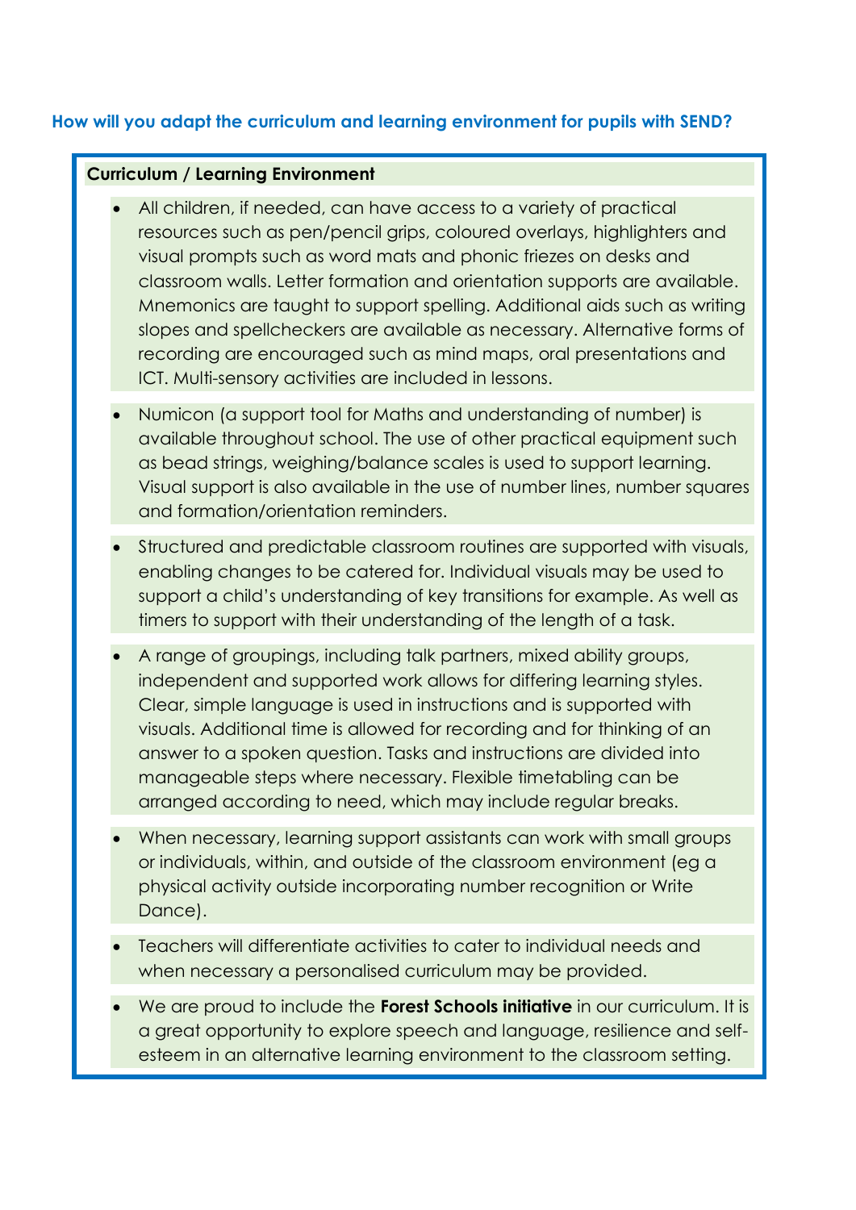## How will you adapt the curriculum and learning environment for pupils with SEND?

**Curriculum / Learning Environment**

- All children, if needed, can have access to a variety of practical resources such as pen/pencil grips, coloured overlays, highlighters and visual prompts such as word mats and phonic friezes on desks and classroom walls. Letter formation and orientation supports are available. Mnemonics are taught to support spelling. Additional aids such as writing slopes and spellcheckers are available as necessary. Alternative forms of recording are encouraged such as mind maps, oral presentations and ICT. Multi-sensory activities are included in lessons.
- Numicon (a support tool for Maths and understanding of number) is available throughout school. The use of other practical equipment such as bead strings, weighing/balance scales is used to support learning. Visual support is also available in the use of number lines, number squares and formation/orientation reminders.
- Structured and predictable classroom routines are supported with visuals, enabling changes to be catered for. Individual visuals may be used to support a child's understanding of key transitions for example. As well as timers to support with their understanding of the length of a task.
- A range of groupings, including talk partners, mixed ability groups, independent and supported work allows for differing learning styles. Clear, simple language is used in instructions and is supported with visuals. Additional time is allowed for recording and for thinking of an answer to a spoken question. Tasks and instructions are divided into manageable steps where necessary. Flexible timetabling can be arranged according to need, which may include regular breaks.
- When necessary, learning support assistants can work with small groups or individuals, within, and outside of the classroom environment (eg a physical activity outside incorporating number recognition or Write Dance).
- Teachers will differentiate activities to cater to individual needs and when necessary a personalised curriculum may be provided.
- We are proud to include the **Forest Schools initiative** in our curriculum. It is a great opportunity to explore speech and language, resilience and self-esteem in an alternative learning environment to the classroom setting.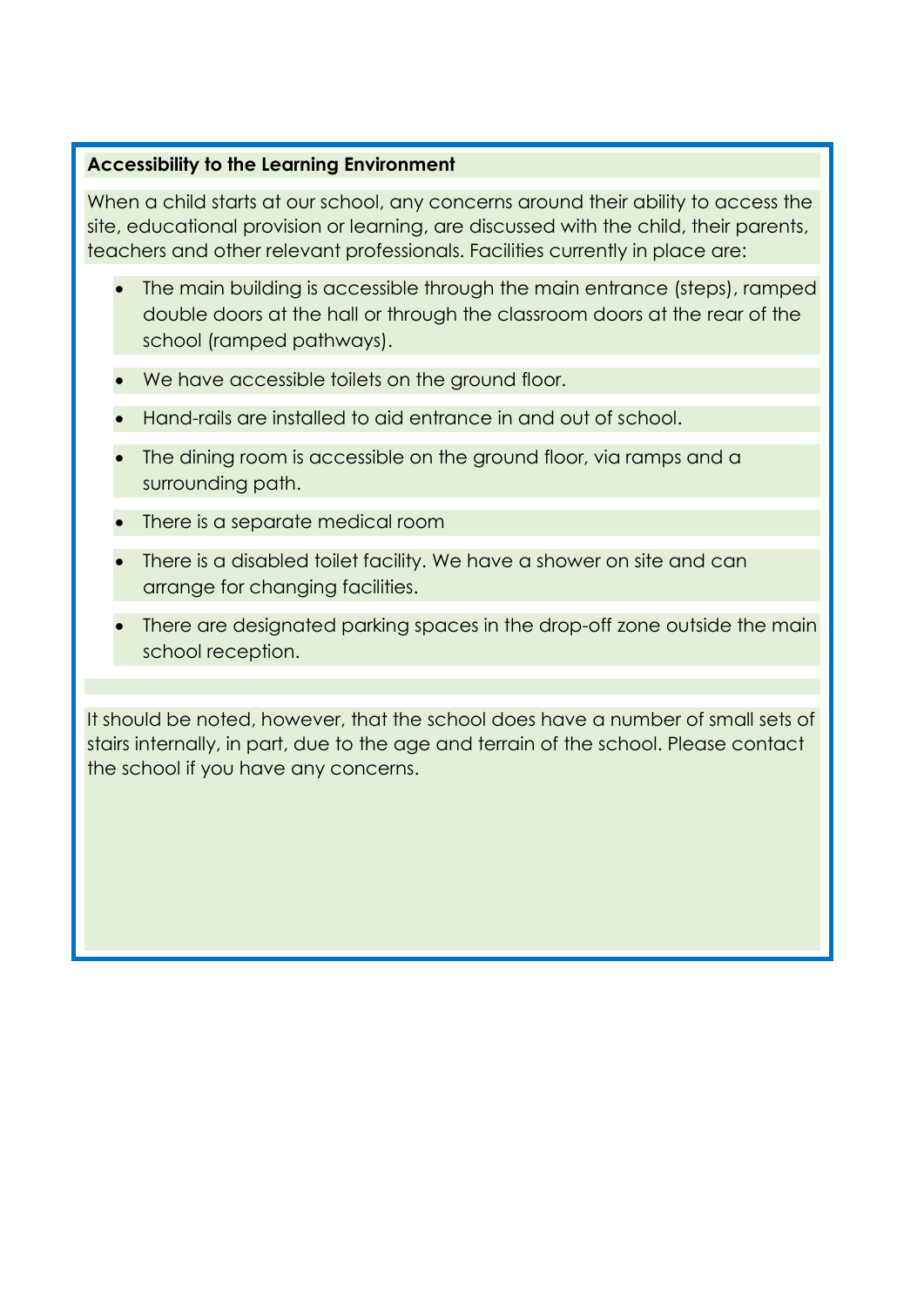**Accessibility to the Learning Environment**

When a child starts at our school, any concerns around their ability to access the site, educational provision or learning, are discussed with the child, their parents, teachers and other relevant professionals. Facilities currently in place are:

- The main building is accessible through the main entrance (steps), ramped double doors at the hall or through the classroom doors at the rear of the school (ramped pathways).
- We have accessible toilets on the ground floor.
- Hand-rails are installed to aid entrance in and out of school.
- The dining room is accessible on the ground floor, via ramps and a surrounding path.
- There is a separate medical room
- There is a disabled toilet facility. We have a shower on site and can arrange for changing facilities.
- There are designated parking spaces in the drop-off zone outside the main school reception.

It should be noted, however, that the school does have a number of small sets of stairs internally, in part, due to the age and terrain of the school. Please contact the school if you have any concerns.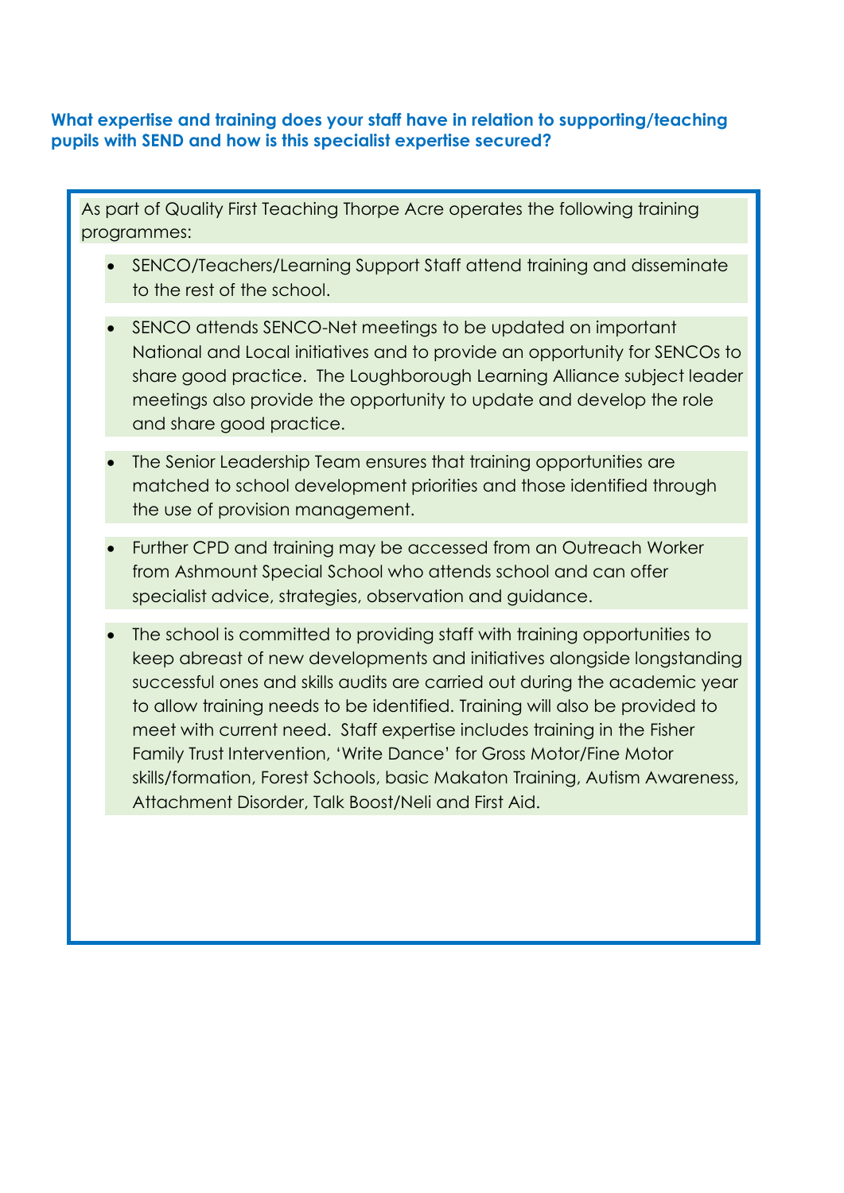**What expertise and training does your staff have in relation to supporting/teaching pupils with SEND and how is this specialist expertise secured?**

As part of Quality First Teaching Thorpe Acre operates the following training programmes:

- SENCO/Teachers/Learning Support Staff attend training and disseminate to the rest of the school.
- SENCO attends SENCO-Net meetings to be updated on important National and Local initiatives and to provide an opportunity for SENCOs to share good practice. The Loughborough Learning Alliance subject leader meetings also provide the opportunity to update and develop the role and share good practice.
- The Senior Leadership Team ensures that training opportunities are matched to school development priorities and those identified through the use of provision management.
- Further CPD and training may be accessed from an Outreach Worker from Ashmount Special School who attends school and can offer specialist advice, strategies, observation and guidance.
- The school is committed to providing staff with training opportunities to keep abreast of new developments and initiatives alongside longstanding successful ones and skills audits are carried out during the academic year to allow training needs to be identified. Training will also be provided to meet with current need. Staff expertise includes training in the Fisher Family Trust Intervention, 'Write Dance' for Gross Motor/Fine Motor skills/formation, Forest Schools, basic Makaton Training, Autism Awareness, Attachment Disorder, Talk Boost/Neli and First Aid.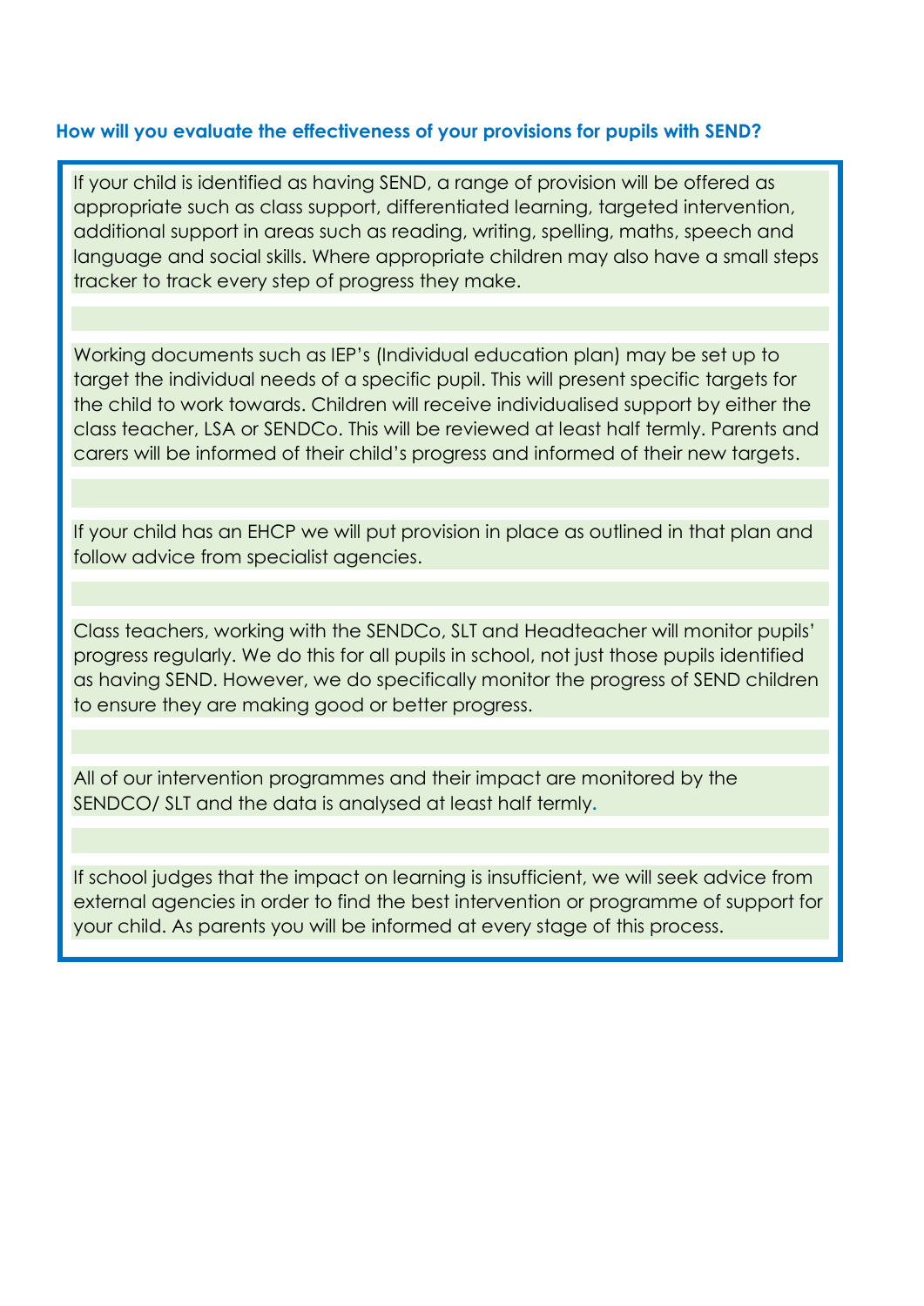### How will you evaluate the effectiveness of your provisions for pupils with SEND?

If your child is identified as having SEND, a range of provision will be offered as appropriate such as class support, differentiated learning, targeted intervention, additional support in areas such as reading, writing, spelling, maths, speech and language and social skills. Where appropriate children may also have a small steps tracker to track every step of progress they make.

Working documents such as IEP's (Individual education plan) may be set up to target the individual needs of a specific pupil. This will present specific targets for the child to work towards. Children will receive individualised support by either the class teacher, LSA or SENDCo. This will be reviewed at least half termly. Parents and carers will be informed of their child's progress and informed of their new targets.

If your child has an EHCP we will put provision in place as outlined in that plan and follow advice from specialist agencies.

Class teachers, working with the SENDCo, SLT and Headteacher will monitor pupils' progress regularly. We do this for all pupils in school, not just those pupils identified as having SEND. However, we do specifically monitor the progress of SEND children to ensure they are making good or better progress.

All of our intervention programmes and their impact are monitored by the SENDCO/ SLT and the data is analysed at least half termly.

If school judges that the impact on learning is insufficient, we will seek advice from external agencies in order to find the best intervention or programme of support for your child. As parents you will be informed at every stage of this process.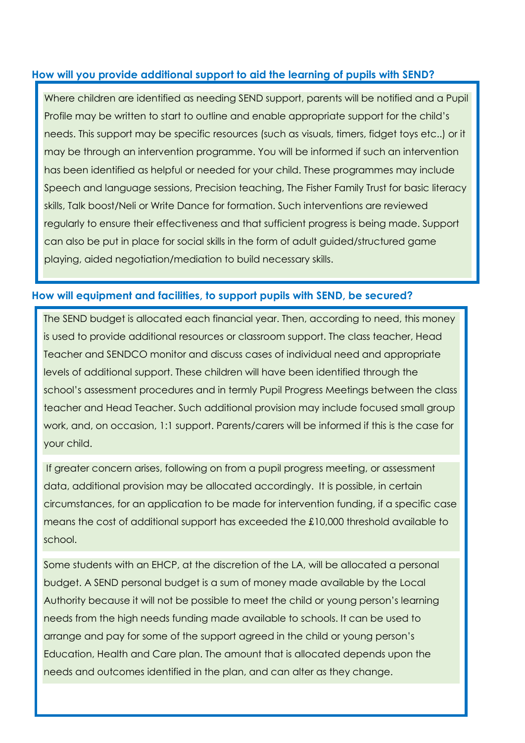### How will you provide additional support to aid the learning of pupils with SEND?

Where children are identified as needing SEND support, parents will be notified and a Pupil Profile may be written to start to outline and enable appropriate support for the child's needs. This support may be specific resources (such as visuals, timers, fidget toys etc..) or it may be through an intervention programme. You will be informed if such an intervention has been identified as helpful or needed for your child. These programmes may include Speech and language sessions, Precision teaching, The Fisher Family Trust for basic literacy skills, Talk boost/Neli or Write Dance for formation. Such interventions are reviewed regularly to ensure their effectiveness and that sufficient progress is being made. Support can also be put in place for social skills in the form of adult guided/structured game playing, aided negotiation/mediation to build necessary skills.

### How will equipment and facilities, to support pupils with SEND, be secured?

The SEND budget is allocated each financial year. Then, according to need, this money is used to provide additional resources or classroom support. The class teacher, Head Teacher and SENDCO monitor and discuss cases of individual need and appropriate levels of additional support. These children will have been identified through the school's assessment procedures and in termly Pupil Progress Meetings between the class teacher and Head Teacher. Such additional provision may include focused small group work, and, on occasion, 1:1 support. Parents/carers will be informed if this is the case for your child.

If greater concern arises, following on from a pupil progress meeting, or assessment data, additional provision may be allocated accordingly. It is possible, in certain circumstances, for an application to be made for intervention funding, if a specific case means the cost of additional support has exceeded the £10,000 threshold available to school.

Some students with an EHCP, at the discretion of the LA, will be allocated a personal budget. A SEND personal budget is a sum of money made available by the Local Authority because it will not be possible to meet the child or young person's learning needs from the high needs funding made available to schools. It can be used to arrange and pay for some of the support agreed in the child or young person's Education, Health and Care plan. The amount that is allocated depends upon the needs and outcomes identified in the plan, and can alter as they change.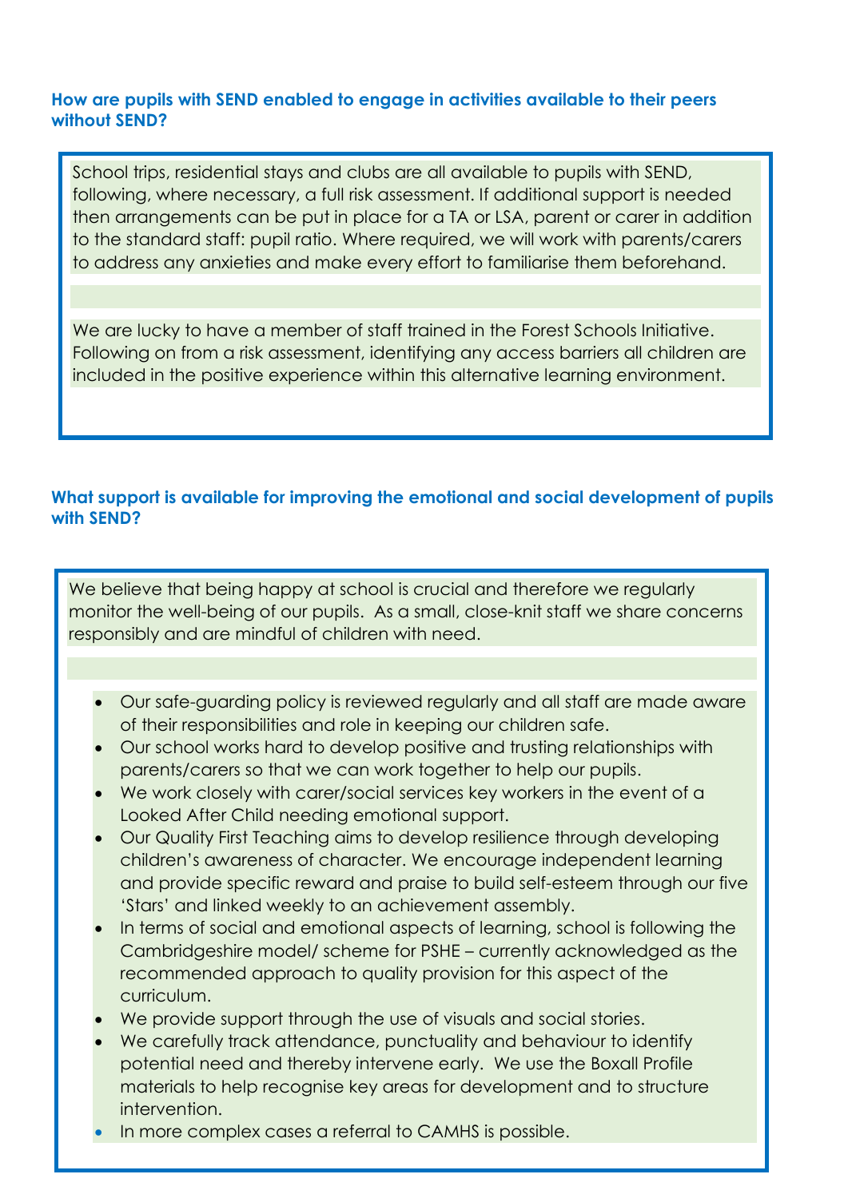### How are pupils with SEND enabled to engage in activities available to their peers without SEND?

School trips, residential stays and clubs are all available to pupils with SEND, following, where necessary, a full risk assessment. If additional support is needed then arrangements can be put in place for a TA or LSA, parent or carer in addition to the standard staff: pupil ratio. Where required, we will work with parents/carers to address any anxieties and make every effort to familiarise them beforehand.

We are lucky to have a member of staff trained in the Forest Schools Initiative. Following on from a risk assessment, identifying any access barriers all children are included in the positive experience within this alternative learning environment.

### What support is available for improving the emotional and social development of pupils with SEND?

We believe that being happy at school is crucial and therefore we regularly monitor the well-being of our pupils. As a small, close-knit staff we share concerns responsibly and are mindful of children with need.

- Our safe-guarding policy is reviewed regularly and all staff are made aware of their responsibilities and role in keeping our children safe.
- Our school works hard to develop positive and trusting relationships with parents/carers so that we can work together to help our pupils.
- We work closely with carer/social services key workers in the event of a Looked After Child needing emotional support.
- Our Quality First Teaching aims to develop resilience through developing children's awareness of character. We encourage independent learning and provide specific reward and praise to build self-esteem through our five 'Stars' and linked weekly to an achievement assembly.
- In terms of social and emotional aspects of learning, school is following the Cambridgeshire model/ scheme for PSHE – currently acknowledged as the recommended approach to quality provision for this aspect of the curriculum.
- We provide support through the use of visuals and social stories.
- We carefully track attendance, punctuality and behaviour to identify potential need and thereby intervene early. We use the Boxall Profile materials to help recognise key areas for development and to structure intervention.
- In more complex cases a referral to CAMHS is possible.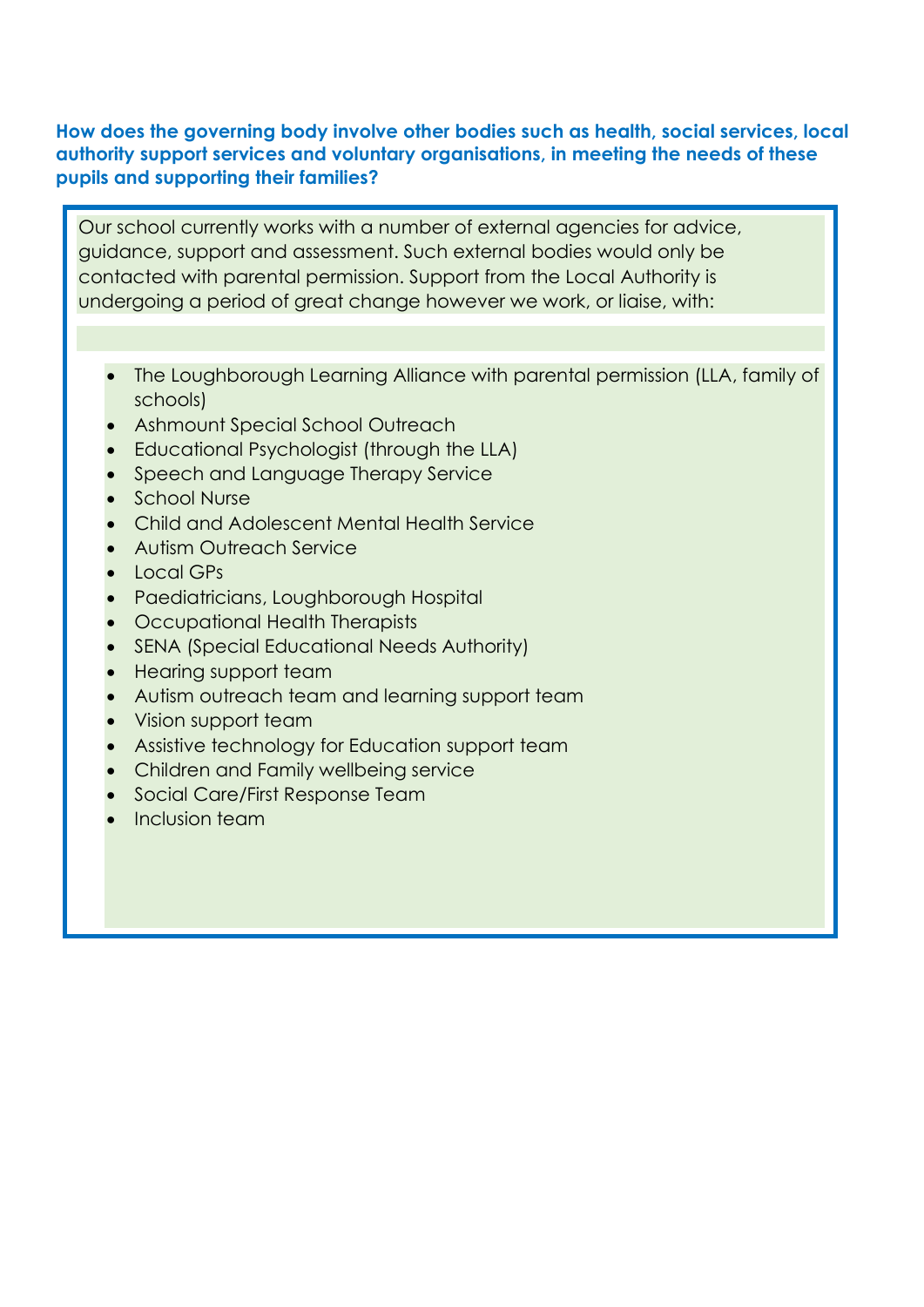**How does the governing body involve other bodies such as health, social services, local authority support services and voluntary organisations, in meeting the needs of these pupils and supporting their families?**

Our school currently works with a number of external agencies for advice, guidance, support and assessment. Such external bodies would only be contacted with parental permission. Support from the Local Authority is undergoing a period of great change however we work, or liaise, with:

- The Loughborough Learning Alliance with parental permission (LLA, family of schools)
- Ashmount Special School Outreach
- Educational Psychologist (through the LLA)
- Speech and Language Therapy Service
- School Nurse
- Child and Adolescent Mental Health Service
- Autism Outreach Service
- Local GPs
- Paediatricians, Loughborough Hospital
- Occupational Health Therapists
- SENA (Special Educational Needs Authority)
- Hearing support team
- Autism outreach team and learning support team
- Vision support team
- Assistive technology for Education support team
- Children and Family wellbeing service
- Social Care/First Response Team
- Inclusion team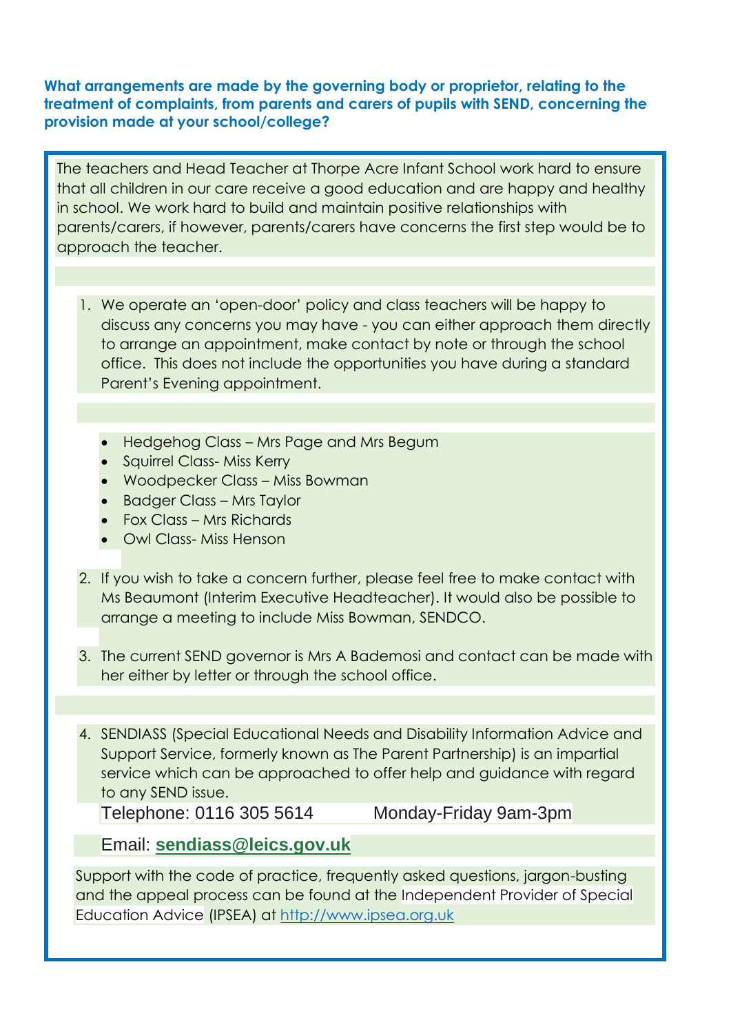**What arrangements are made by the governing body or proprietor, relating to the treatment of complaints, from parents and carers of pupils with SEND, concerning the provision made at your school/college?**

The teachers and Head Teacher at Thorpe Acre Infant School work hard to ensure that all children in our care receive a good education and are happy and healthy in school. We work hard to build and maintain positive relationships with parents/carers, if however, parents/carers have concerns the first step would be to approach the teacher.

1. We operate an 'open-door' policy and class teachers will be happy to discuss any concerns you may have - you can either approach them directly to arrange an appointment, make contact by note or through the school office. This does not include the opportunities you have during a standard Parent's Evening appointment.

   - Hedgehog Class – Mrs Page and Mrs Begum
   - Squirrel Class- Miss Kerry
   - Woodpecker Class – Miss Bowman
   - Badger Class – Mrs Taylor
   - Fox Class – Mrs Richards
   - Owl Class- Miss Henson

2. If you wish to take a concern further, please feel free to make contact with Ms Beaumont (Interim Executive Headteacher). It would also be possible to arrange a meeting to include Miss Bowman, SENDCO.

3. The current SEND governor is Mrs A Bademosi and contact can be made with her either by letter or through the school office.

4. SENDIASS (Special Educational Needs and Disability Information Advice and Support Service, formerly known as The Parent Partnership) is an impartial service which can be approached to offer help and guidance with regard to any SEND issue.

   Telephone: 0116 305 5614 Monday-Friday 9am-3pm

   Email: **sendiass@leics.gov.uk**

Support with the code of practice, frequently asked questions, jargon-busting and the appeal process can be found at the Independent Provider of Special Education Advice (IPSEA) at http://www.ipsea.org.uk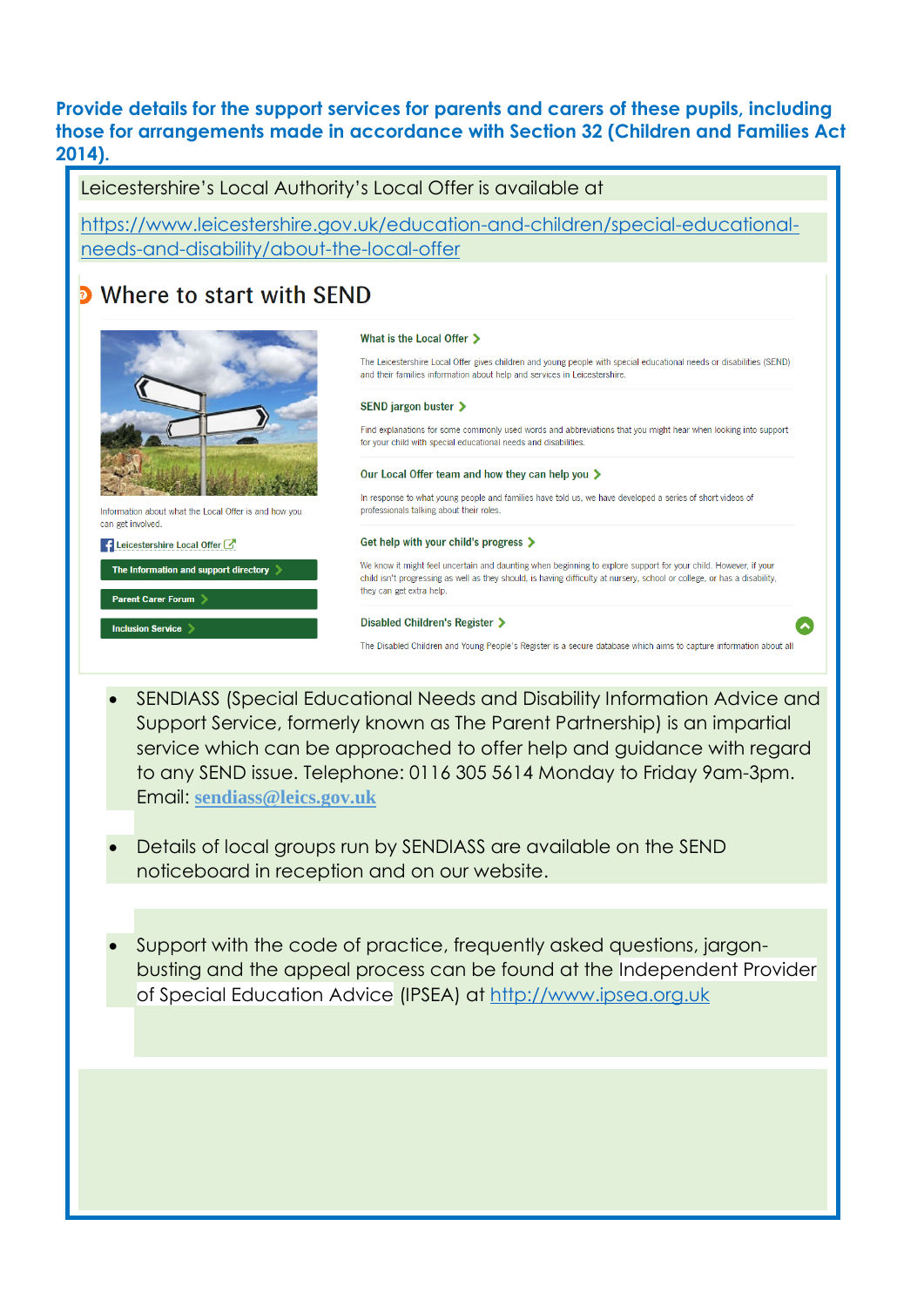**Provide details for the support services for parents and carers of these pupils, including those for arrangements made in accordance with Section 32 (Children and Families Act 2014).**

Leicestershire's Local Authority's Local Offer is available at

https://www.leicestershire.gov.uk/education-and-children/special-educational-needs-and-disability/about-the-local-offer

## Where to start with SEND

Information about what the Local Offer is and how you can get involved.

Leicestershire Local Offer

The Information and support directory

Parent Carer Forum

Inclusion Service

**What is the Local Offer**

The Leicestershire Local Offer gives children and young people with special educational needs or disabilities (SEND) and their families information about help and services in Leicestershire.

**SEND jargon buster**

Find explanations for some commonly used words and abbreviations that you might hear when looking into support for your child with special educational needs and disabilities.

**Our Local Offer team and how they can help you**

In response to what young people and families have told us, we have developed a series of short videos of professionals talking about their roles.

**Get help with your child's progress**

We know it might feel uncertain and daunting when beginning to explore support for your child. However, if your child isn't progressing as well as they should, is having difficulty at nursery, school or college, or has a disability, they can get extra help.

**Disabled Children's Register**

The Disabled Children and Young People's Register is a secure database which aims to capture information about all

- SENDIASS (Special Educational Needs and Disability Information Advice and Support Service, formerly known as The Parent Partnership) is an impartial service which can be approached to offer help and guidance with regard to any SEND issue. Telephone: 0116 305 5614 Monday to Friday 9am-3pm. Email: sendiass@leics.gov.uk
- Details of local groups run by SENDIASS are available on the SEND noticeboard in reception and on our website.
- Support with the code of practice, frequently asked questions, jargon-busting and the appeal process can be found at the Independent Provider of Special Education Advice (IPSEA) at http://www.ipsea.org.uk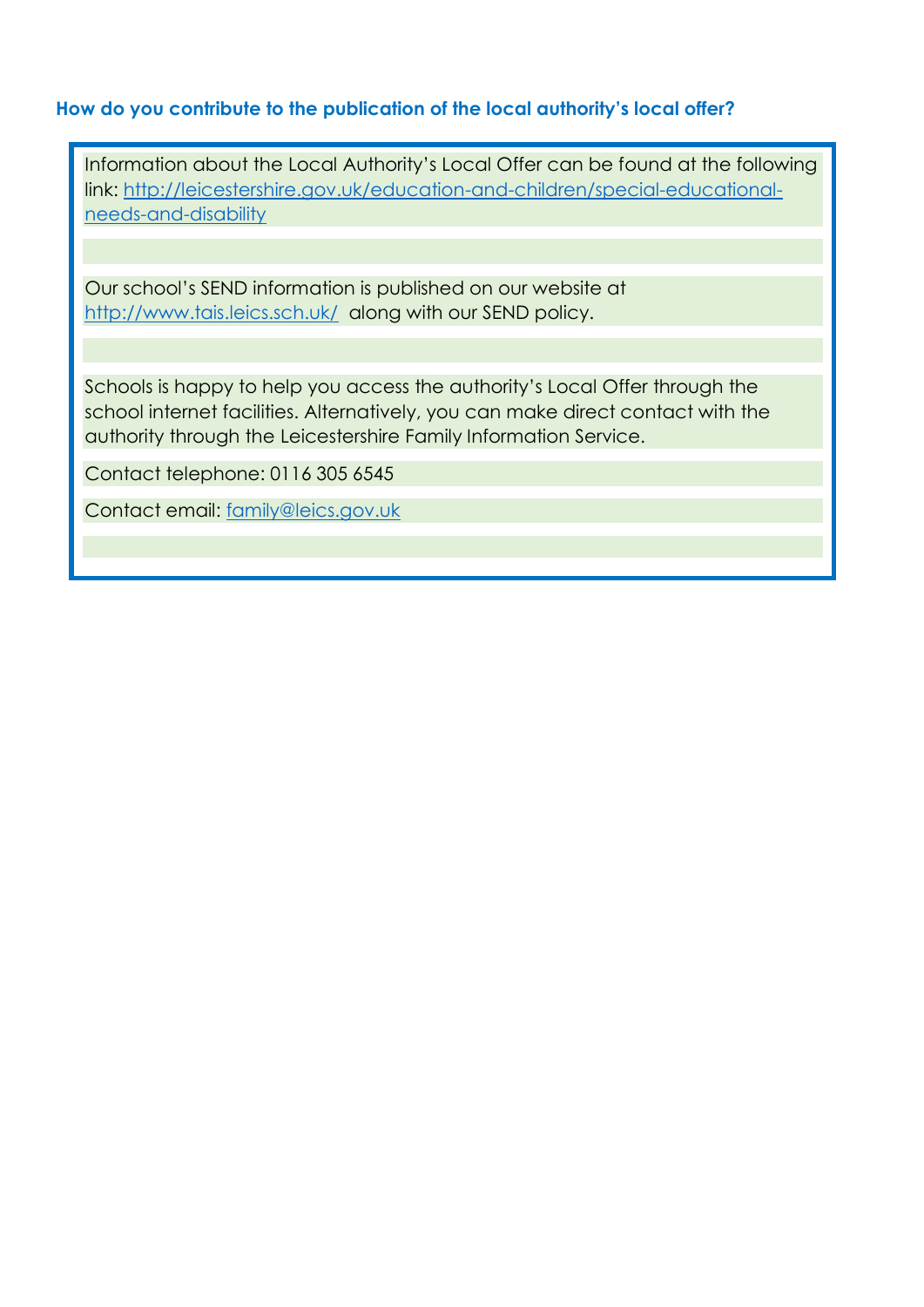### How do you contribute to the publication of the local authority's local offer?

Information about the Local Authority's Local Offer can be found at the following link: http://leicestershire.gov.uk/education-and-children/special-educational-needs-and-disability

Our school's SEND information is published on our website at http://www.tais.leics.sch.uk/ along with our SEND policy.

Schools is happy to help you access the authority's Local Offer through the school internet facilities. Alternatively, you can make direct contact with the authority through the Leicestershire Family Information Service.

Contact telephone: 0116 305 6545

Contact email: family@leics.gov.uk